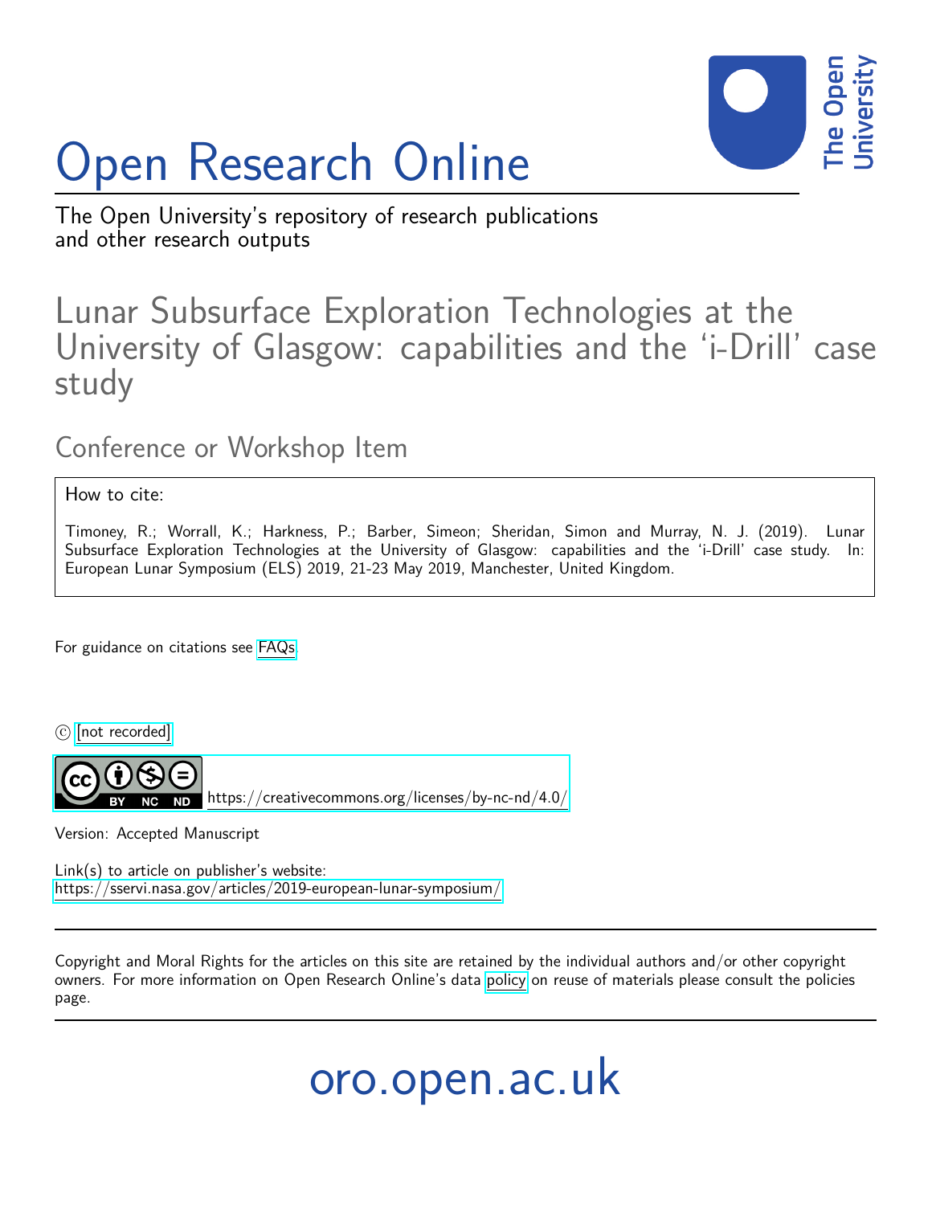# Open Research Online

The Open University's repository of research publications and other research outputs

## Lunar Subsurface Exploration Technologies at the University of Glasgow: capabilities and the 'i-Drill' case study

### Conference or Workshop Item

How to cite:

Timoney, R.; Worrall, K.; Harkness, P.; Barber, Simeon; Sheridan, Simon and Murray, N. J. (2019). Lunar Subsurface Exploration Technologies at the University of Glasgow: capabilities and the 'i-Drill' case study. In: European Lunar Symposium (ELS) 2019, 21-23 May 2019, Manchester, United Kingdom.

For guidance on citations see FAQs.

© [not recorded]

https://creativecommons.org/licenses/by-nc-nd/4.0/

Version: Accepted Manuscript

Link(s) to article on publisher's website:
https://sservi.nasa.gov/articles/2019-european-lunar-symposium/

Copyright and Moral Rights for the articles on this site are retained by the individual authors and/or other copyright owners. For more information on Open Research Online's data policy on reuse of materials please consult the policies page.

oro.open.ac.uk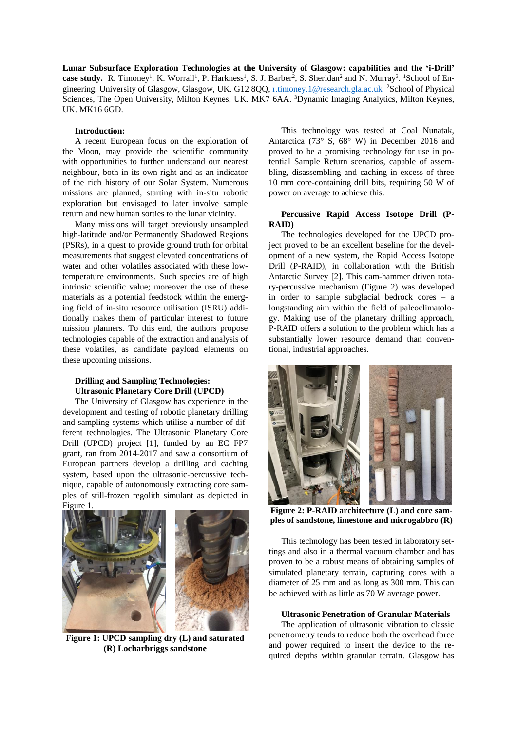**Lunar Subsurface Exploration Technologies at the University of Glasgow: capabilities and the 'i-Drill' case study.** R. Timoney[1], K. Worrall[1], P. Harkness[1], S. J. Barber[2], S. Sheridan[2] and N. Murray[3]. [1]School of Engineering, University of Glasgow, Glasgow, UK. G12 8QQ, r.timoney.1@research.gla.ac.uk [2]School of Physical Sciences, The Open University, Milton Keynes, UK. MK7 6AA. [3]Dynamic Imaging Analytics, Milton Keynes, UK. MK16 6GD.

**Introduction:**

A recent European focus on the exploration of the Moon, may provide the scientific community with opportunities to further understand our nearest neighbour, both in its own right and as an indicator of the rich history of our Solar System. Numerous missions are planned, starting with in-situ robotic exploration but envisaged to later involve sample return and new human sorties to the lunar vicinity.

Many missions will target previously unsampled high-latitude and/or Permanently Shadowed Regions (PSRs), in a quest to provide ground truth for orbital measurements that suggest elevated concentrations of water and other volatiles associated with these low-temperature environments. Such species are of high intrinsic scientific value; moreover the use of these materials as a potential feedstock within the emerging field of in-situ resource utilisation (ISRU) additionally makes them of particular interest to future mission planners. To this end, the authors propose technologies capable of the extraction and analysis of these volatiles, as candidate payload elements on these upcoming missions.

**Drilling and Sampling Technologies: Ultrasonic Planetary Core Drill (UPCD)**

The University of Glasgow has experience in the development and testing of robotic planetary drilling and sampling systems which utilise a number of different technologies. The Ultrasonic Planetary Core Drill (UPCD) project [1], funded by an EC FP7 grant, ran from 2014-2017 and saw a consortium of European partners develop a drilling and caching system, based upon the ultrasonic-percussive technique, capable of autonomously extracting core samples of still-frozen regolith simulant as depicted in Figure 1.

**Figure 1: UPCD sampling dry (L) and saturated (R) Locharbriggs sandstone**

This technology was tested at Coal Nunatak, Antarctica (73° S, 68° W) in December 2016 and proved to be a promising technology for use in potential Sample Return scenarios, capable of assembling, disassembling and caching in excess of three 10 mm core-containing drill bits, requiring 50 W of power on average to achieve this.

**Percussive Rapid Access Isotope Drill (P-RAID)**

The technologies developed for the UPCD project proved to be an excellent baseline for the development of a new system, the Rapid Access Isotope Drill (P-RAID), in collaboration with the British Antarctic Survey [2]. This cam-hammer driven rotary-percussive mechanism (Figure 2) was developed in order to sample subglacial bedrock cores – a longstanding aim within the field of paleoclimatology. Making use of the planetary drilling approach, P-RAID offers a solution to the problem which has a substantially lower resource demand than conventional, industrial approaches.

**Figure 2: P-RAID architecture (L) and core samples of sandstone, limestone and microgabbro (R)**

This technology has been tested in laboratory settings and also in a thermal vacuum chamber and has proven to be a robust means of obtaining samples of simulated planetary terrain, capturing cores with a diameter of 25 mm and as long as 300 mm. This can be achieved with as little as 70 W average power.

**Ultrasonic Penetration of Granular Materials**

The application of ultrasonic vibration to classic penetrometry tends to reduce both the overhead force and power required to insert the device to the required depths within granular terrain. Glasgow has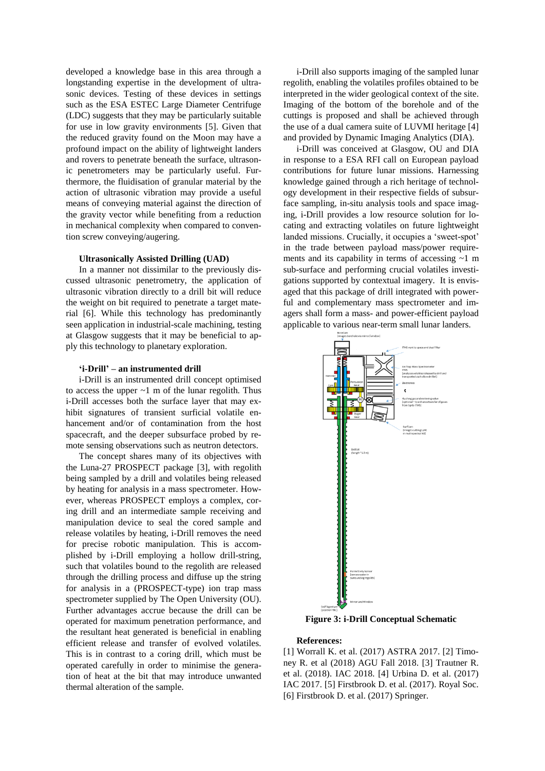developed a knowledge base in this area through a longstanding expertise in the development of ultrasonic devices. Testing of these devices in settings such as the ESA ESTEC Large Diameter Centrifuge (LDC) suggests that they may be particularly suitable for use in low gravity environments [5]. Given that the reduced gravity found on the Moon may have a profound impact on the ability of lightweight landers and rovers to penetrate beneath the surface, ultrasonic penetrometers may be particularly useful. Furthermore, the fluidisation of granular material by the action of ultrasonic vibration may provide a useful means of conveying material against the direction of the gravity vector while benefiting from a reduction in mechanical complexity when compared to convention screw conveying/augering.

**Ultrasonically Assisted Drilling (UAD)**

In a manner not dissimilar to the previously discussed ultrasonic penetrometry, the application of ultrasonic vibration directly to a drill bit will reduce the weight on bit required to penetrate a target material [6]. While this technology has predominantly seen application in industrial-scale machining, testing at Glasgow suggests that it may be beneficial to apply this technology to planetary exploration.

**'i-Drill' – an instrumented drill**

i-Drill is an instrumented drill concept optimised to access the upper ~1 m of the lunar regolith. Thus i-Drill accesses both the surface layer that may exhibit signatures of transient surficial volatile enhancement and/or of contamination from the host spacecraft, and the deeper subsurface probed by remote sensing observations such as neutron detectors.

The concept shares many of its objectives with the Luna-27 PROSPECT package [3], with regolith being sampled by a drill and volatiles being released by heating for analysis in a mass spectrometer. However, whereas PROSPECT employs a complex, coring drill and an intermediate sample receiving and manipulation device to seal the cored sample and release volatiles by heating, i-Drill removes the need for precise robotic manipulation. This is accomplished by i-Drill employing a hollow drill-string, such that volatiles bound to the regolith are released through the drilling process and diffuse up the string for analysis in a (PROSPECT-type) ion trap mass spectrometer supplied by The Open University (OU). Further advantages accrue because the drill can be operated for maximum penetration performance, and the resultant heat generated is beneficial in enabling efficient release and transfer of evolved volatiles. This is in contrast to a coring drill, which must be operated carefully in order to minimise the generation of heat at the bit that may introduce unwanted thermal alteration of the sample.

i-Drill also supports imaging of the sampled lunar regolith, enabling the volatiles profiles obtained to be interpreted in the wider geological context of the site. Imaging of the bottom of the borehole and of the cuttings is proposed and shall be achieved through the use of a dual camera suite of LUVMI heritage [4] and provided by Dynamic Imaging Analytics (DIA).

i-Drill was conceived at Glasgow, OU and DIA in response to a ESA RFI call on European payload contributions for future lunar missions. Harnessing knowledge gained through a rich heritage of technology development in their respective fields of subsurface sampling, in-situ analysis tools and space imaging, i-Drill provides a low resource solution for locating and extracting volatiles on future lightweight landed missions. Crucially, it occupies a 'sweet-spot' in the trade between payload mass/power requirements and its capability in terms of accessing ~1 m sub-surface and performing crucial volatiles investigations supported by contextual imagery. It is envisaged that this package of drill integrated with powerful and complementary mass spectrometer and imagers shall form a mass- and power-efficient payload applicable to various near-term small lunar landers.

BoreCam (images borehole via mirror/window)
ITMS vent to space and dust filter
Ion Trap Mass Spectrometer ITMS (analyses volatiles released by drill and transported via hollow drill bit)
Electronics
Hammer
Cam
Percussion Gear
Flushing gas and metering valve (optional – to enhance transfer of gases from tip to ITMS)
M
Auger Gear
SiteCam (images cuttings pile in multispectral 4D)
Drill bit (length ~1.5 m)
Permittivity Sensor (senses water in surrounding regolith)
Mirror and Window
Shaft Aperture (position TBC)

**Figure 3: i-Drill Conceptual Schematic**

**References:**

[1] Worrall K. et al. (2017) ASTRA 2017. [2] Timoney R. et al (2018) AGU Fall 2018. [3] Trautner R. et al. (2018). IAC 2018. [4] Urbina D. et al. (2017) IAC 2017. [5] Firstbrook D. et al. (2017). Royal Soc. [6] Firstbrook D. et al. (2017) Springer.